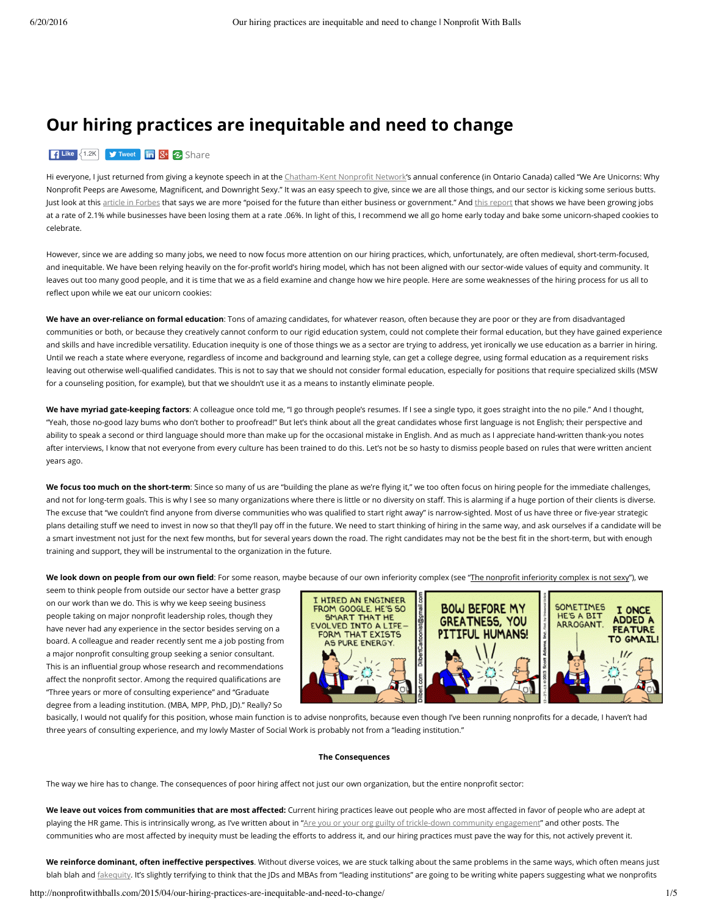# Our hiring practices are inequitable and need to change

Like 1.2K Tweet Share

Hi everyone, I just returned from giving a keynote speech in at the Chatham-Kent Nonprofit Network's annual conference (in Ontario Canada) called "We Are Unicorns: Why Nonprofit Peeps are Awesome, Magnificent, and Downright Sexy." It was an easy speech to give, since we are all those things, and our sector is kicking some serious butts. Just look at this article in Forbes that says we are more "poised for the future than either business or government." And this report that shows we have been growing jobs at a rate of 2.1% while businesses have been losing them at a rate .06%. In light of this, I recommend we all go home early today and bake some unicorn-shaped cookies to celebrate.

However, since we are adding so many jobs, we need to now focus more attention on our hiring practices, which, unfortunately, are often medieval, short-term-focused, and inequitable. We have been relying heavily on the for-profit world's hiring model, which has not been aligned with our sector-wide values of equity and community. It leaves out too many good people, and it is time that we as a field examine and change how we hire people. Here are some weaknesses of the hiring process for us all to reflect upon while we eat our unicorn cookies:

**We have an over-reliance on formal education**: Tons of amazing candidates, for whatever reason, often because they are poor or they are from disadvantaged communities or both, or because they creatively cannot conform to our rigid education system, could not complete their formal education, but they have gained experience and skills and have incredible versatility. Education inequity is one of those things we as a sector are trying to address, yet ironically we use education as a barrier in hiring. Until we reach a state where everyone, regardless of income and background and learning style, can get a college degree, using formal education as a requirement risks leaving out otherwise well-qualified candidates. This is not to say that we should not consider formal education, especially for positions that require specialized skills (MSW for a counseling position, for example), but that we shouldn't use it as a means to instantly eliminate people.

**We have myriad gate-keeping factors**: A colleague once told me, "I go through people's resumes. If I see a single typo, it goes straight into the no pile." And I thought, "Yeah, those no-good lazy bums who don't bother to proofread!" But let's think about all the great candidates whose first language is not English; their perspective and ability to speak a second or third language should more than make up for the occasional mistake in English. And as much as I appreciate hand-written thank-you notes after interviews, I know that not everyone from every culture has been trained to do this. Let's not be so hasty to dismiss people based on rules that were written ancient years ago.

**We focus too much on the short-term**: Since so many of us are "building the plane as we're flying it," we too often focus on hiring people for the immediate challenges, and not for long-term goals. This is why I see so many organizations where there is little or no diversity on staff. This is alarming if a huge portion of their clients is diverse. The excuse that "we couldn't find anyone from diverse communities who was qualified to start right away" is narrow-sighted. Most of us have three or five-year strategic plans detailing stuff we need to invest in now so that they'll pay off in the future. We need to start thinking of hiring in the same way, and ask ourselves if a candidate will be a smart investment not just for the next few months, but for several years down the road. The right candidates may not be the best fit in the short-term, but with enough training and support, they will be instrumental to the organization in the future.

**We look down on people from our own field**: For some reason, maybe because of our own inferiority complex (see "The nonprofit inferiority complex is not sexy"), we seem to think people from outside our sector have a better grasp on our work than we do. This is why we keep seeing business people taking on major nonprofit leadership roles, though they have never had any experience in the sector besides serving on a board. A colleague and reader recently sent me a job posting from a major nonprofit consulting group seeking a senior consultant. This is an influential group whose research and recommendations affect the nonprofit sector. Among the required qualifications are "Three years or more of consulting experience" and "Graduate degree from a leading institution. (MBA, MPP, PhD, JD)." Really? So basically, I would not qualify for this position, whose main function is to advise nonprofits, because even though I've been running nonprofits for a decade, I haven't had three years of consulting experience, and my lowly Master of Social Work is probably not from a "leading institution."

**The Consequences**

The way we hire has to change. The consequences of poor hiring affect not just our own organization, but the entire nonprofit sector:

**We leave out voices from communities that are most affected:** Current hiring practices leave out people who are most affected in favor of people who are adept at playing the HR game. This is intrinsically wrong, as I've written about in "Are you or your org guilty of trickle-down community engagement" and other posts. The communities who are most affected by inequity must be leading the efforts to address it, and our hiring practices must pave the way for this, not actively prevent it.

**We reinforce dominant, often ineffective perspectives**. Without diverse voices, we are stuck talking about the same problems in the same ways, which often means just blah blah and fakequity. It's slightly terrifying to think that the JDs and MBAs from "leading institutions" are going to be writing white papers suggesting what we nonprofits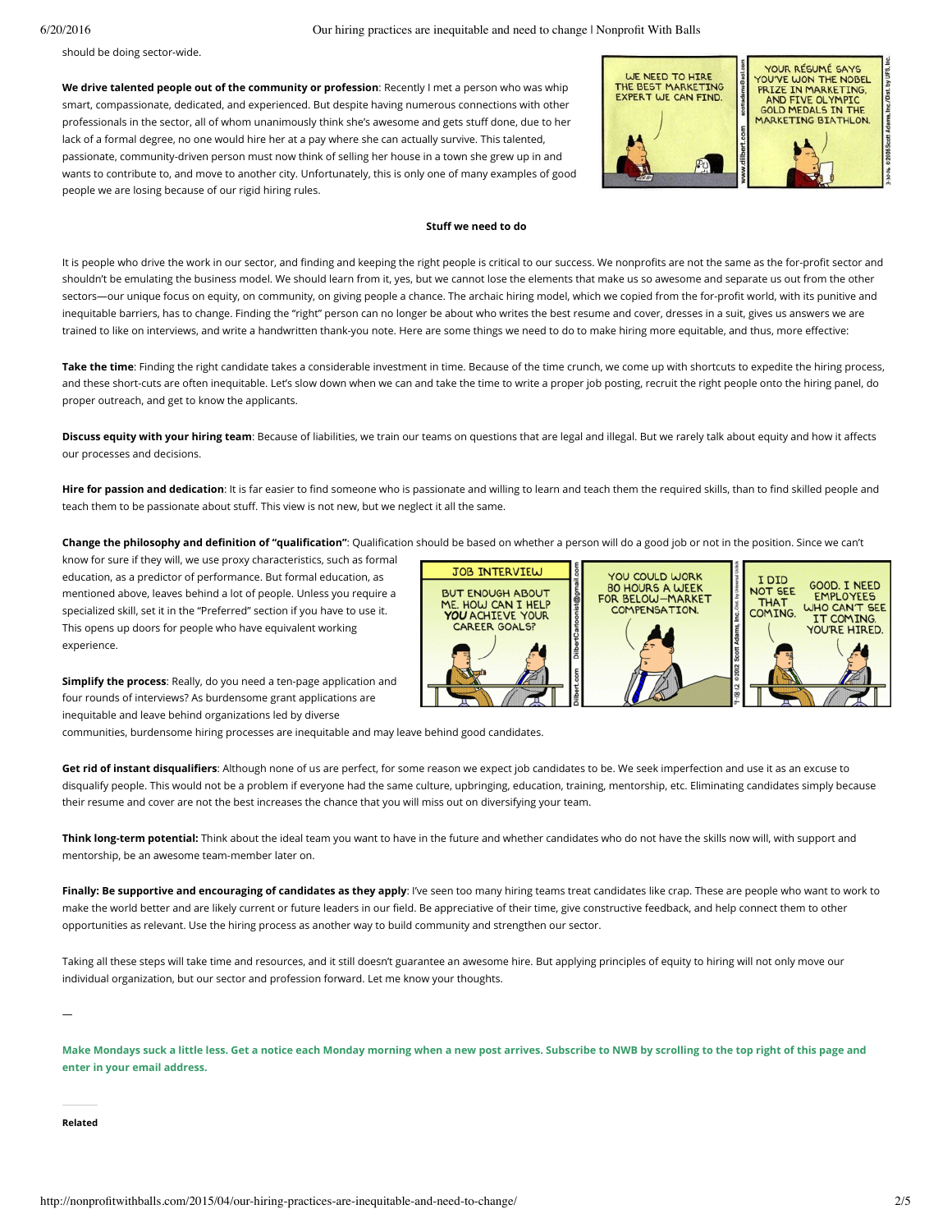should be doing sector-wide.

**We drive talented people out of the community or profession**: Recently I met a person who was whip smart, compassionate, dedicated, and experienced. But despite having numerous connections with other professionals in the sector, all of whom unanimously think she's awesome and gets stuff done, due to her lack of a formal degree, no one would hire her at a pay where she can actually survive. This talented, passionate, community-driven person must now think of selling her house in a town she grew up in and wants to contribute to, and move to another city. Unfortunately, this is only one of many examples of good people we are losing because of our rigid hiring rules.

**Stuff we need to do**

It is people who drive the work in our sector, and finding and keeping the right people is critical to our success. We nonprofits are not the same as the for-profit sector and shouldn't be emulating the business model. We should learn from it, yes, but we cannot lose the elements that make us so awesome and separate us out from the other sectors—our unique focus on equity, on community, on giving people a chance. The archaic hiring model, which we copied from the for-profit world, with its punitive and inequitable barriers, has to change. Finding the "right" person can no longer be about who writes the best resume and cover, dresses in a suit, gives us answers we are trained to like on interviews, and write a handwritten thank-you note. Here are some things we need to do to make hiring more equitable, and thus, more effective:

**Take the time**: Finding the right candidate takes a considerable investment in time. Because of the time crunch, we come up with shortcuts to expedite the hiring process, and these short-cuts are often inequitable. Let's slow down when we can and take the time to write a proper job posting, recruit the right people onto the hiring panel, do proper outreach, and get to know the applicants.

**Discuss equity with your hiring team**: Because of liabilities, we train our teams on questions that are legal and illegal. But we rarely talk about equity and how it affects our processes and decisions.

**Hire for passion and dedication**: It is far easier to find someone who is passionate and willing to learn and teach them the required skills, than to find skilled people and teach them to be passionate about stuff. This view is not new, but we neglect it all the same.

**Change the philosophy and definition of "qualification"**: Qualification should be based on whether a person will do a good job or not in the position. Since we can't know for sure if they will, we use proxy characteristics, such as formal education, as a predictor of performance. But formal education, as mentioned above, leaves behind a lot of people. Unless you require a specialized skill, set it in the "Preferred" section if you have to use it. This opens up doors for people who have equivalent working experience.

**Simplify the process**: Really, do you need a ten-page application and four rounds of interviews? As burdensome grant applications are inequitable and leave behind organizations led by diverse communities, burdensome hiring processes are inequitable and may leave behind good candidates.

**Get rid of instant disqualifiers**: Although none of us are perfect, for some reason we expect job candidates to be. We seek imperfection and use it as an excuse to disqualify people. This would not be a problem if everyone had the same culture, upbringing, education, training, mentorship, etc. Eliminating candidates simply because their resume and cover are not the best increases the chance that you will miss out on diversifying your team.

**Think long-term potential:** Think about the ideal team you want to have in the future and whether candidates who do not have the skills now will, with support and mentorship, be an awesome team-member later on.

**Finally: Be supportive and encouraging of candidates as they apply**: I've seen too many hiring teams treat candidates like crap. These are people who want to work to make the world better and are likely current or future leaders in our field. Be appreciative of their time, give constructive feedback, and help connect them to other opportunities as relevant. Use the hiring process as another way to build community and strengthen our sector.

Taking all these steps will take time and resources, and it still doesn't guarantee an awesome hire. But applying principles of equity to hiring will not only move our individual organization, but our sector and profession forward. Let me know your thoughts.

—

**Make Mondays suck a little less. Get a notice each Monday morning when a new post arrives. Subscribe to NWB by scrolling to the top right of this page and enter in your email address.**

**Related**